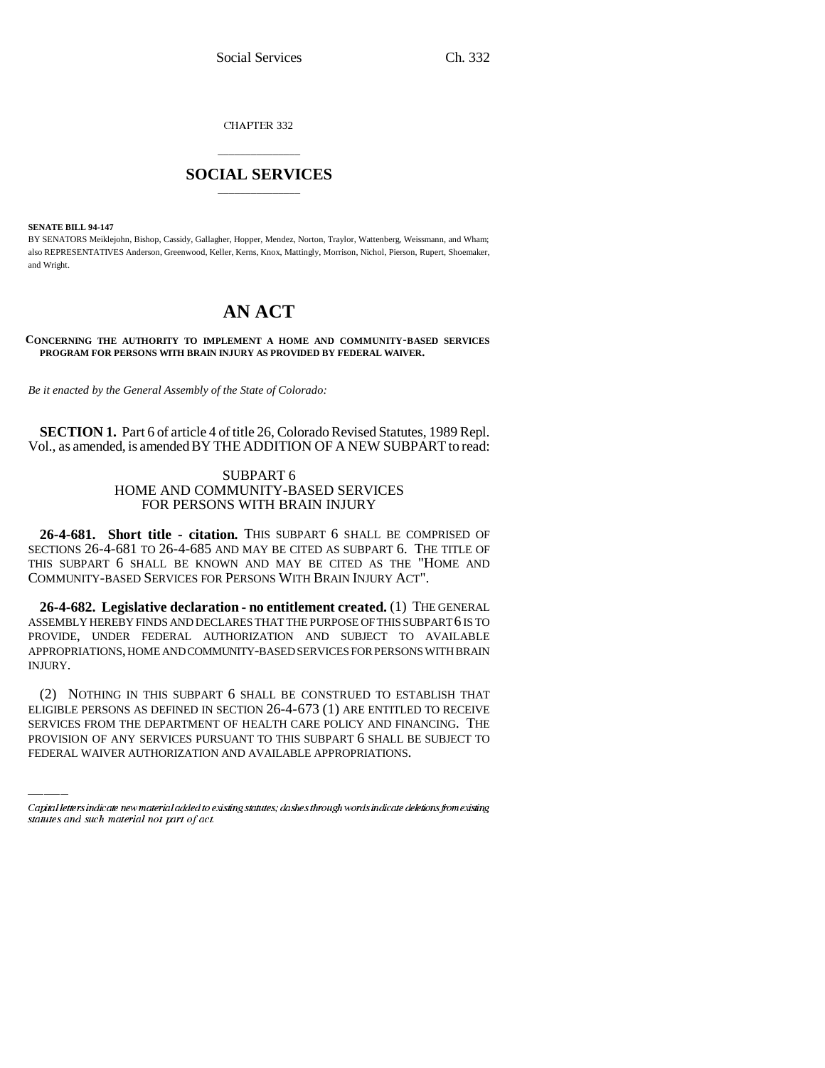CHAPTER 332

# SOCIAL SERVICES

**SENATE BILL 94-147**

BY SENATORS Meiklejohn, Bishop, Cassidy, Gallagher, Hopper, Mendez, Norton, Traylor, Wattenberg, Weissmann, and Wham; also REPRESENTATIVES Anderson, Greenwood, Keller, Kerns, Knox, Mattingly, Morrison, Nichol, Pierson, Rupert, Shoemaker, and Wright.

# AN ACT

**CONCERNING THE AUTHORITY TO IMPLEMENT A HOME AND COMMUNITY-BASED SERVICES PROGRAM FOR PERSONS WITH BRAIN INJURY AS PROVIDED BY FEDERAL WAIVER.**

*Be it enacted by the General Assembly of the State of Colorado:*

**SECTION 1.** Part 6 of article 4 of title 26, Colorado Revised Statutes, 1989 Repl. Vol., as amended, is amended BY THE ADDITION OF A NEW SUBPART to read:

SUBPART 6
HOME AND COMMUNITY-BASED SERVICES
FOR PERSONS WITH BRAIN INJURY

**26-4-681. Short title - citation.** THIS SUBPART 6 SHALL BE COMPRISED OF SECTIONS 26-4-681 TO 26-4-685 AND MAY BE CITED AS SUBPART 6. THE TITLE OF THIS SUBPART 6 SHALL BE KNOWN AND MAY BE CITED AS THE "HOME AND COMMUNITY-BASED SERVICES FOR PERSONS WITH BRAIN INJURY ACT".

**26-4-682. Legislative declaration - no entitlement created.** (1) THE GENERAL ASSEMBLY HEREBY FINDS AND DECLARES THAT THE PURPOSE OF THIS SUBPART 6 IS TO PROVIDE, UNDER FEDERAL AUTHORIZATION AND SUBJECT TO AVAILABLE APPROPRIATIONS, HOME AND COMMUNITY-BASED SERVICES FOR PERSONS WITH BRAIN INJURY.

(2) NOTHING IN THIS SUBPART 6 SHALL BE CONSTRUED TO ESTABLISH THAT ELIGIBLE PERSONS AS DEFINED IN SECTION 26-4-673 (1) ARE ENTITLED TO RECEIVE SERVICES FROM THE DEPARTMENT OF HEALTH CARE POLICY AND FINANCING. THE PROVISION OF ANY SERVICES PURSUANT TO THIS SUBPART 6 SHALL BE SUBJECT TO FEDERAL WAIVER AUTHORIZATION AND AVAILABLE APPROPRIATIONS.

Capital letters indicate new material added to existing statutes; dashes through words indicate deletions from existing statutes and such material not part of act.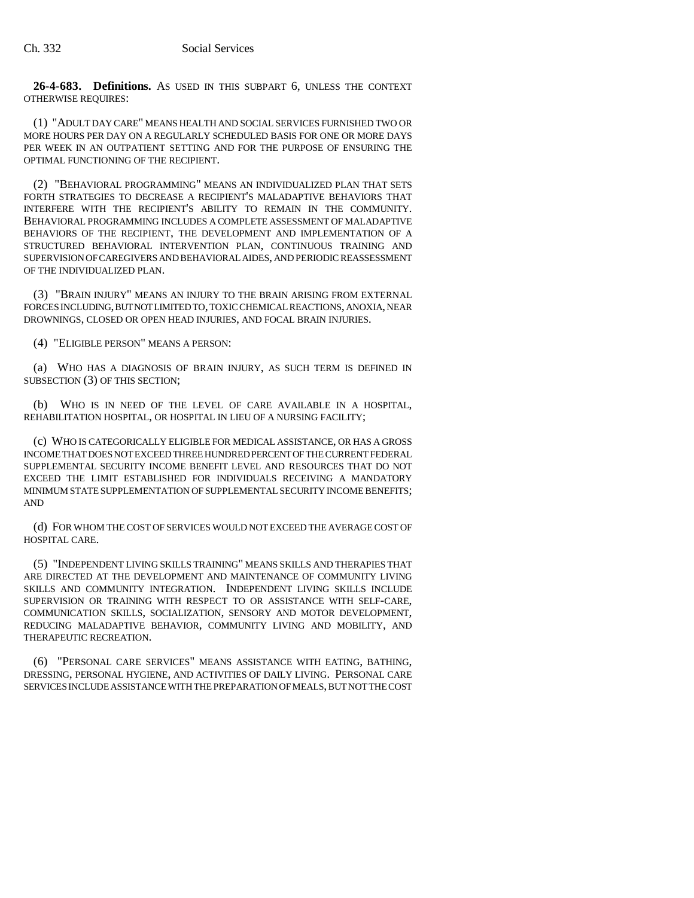**26-4-683. Definitions.** AS USED IN THIS SUBPART 6, UNLESS THE CONTEXT OTHERWISE REQUIRES:

(1) "ADULT DAY CARE" MEANS HEALTH AND SOCIAL SERVICES FURNISHED TWO OR MORE HOURS PER DAY ON A REGULARLY SCHEDULED BASIS FOR ONE OR MORE DAYS PER WEEK IN AN OUTPATIENT SETTING AND FOR THE PURPOSE OF ENSURING THE OPTIMAL FUNCTIONING OF THE RECIPIENT.

(2) "BEHAVIORAL PROGRAMMING" MEANS AN INDIVIDUALIZED PLAN THAT SETS FORTH STRATEGIES TO DECREASE A RECIPIENT'S MALADAPTIVE BEHAVIORS THAT INTERFERE WITH THE RECIPIENT'S ABILITY TO REMAIN IN THE COMMUNITY. BEHAVIORAL PROGRAMMING INCLUDES A COMPLETE ASSESSMENT OF MALADAPTIVE BEHAVIORS OF THE RECIPIENT, THE DEVELOPMENT AND IMPLEMENTATION OF A STRUCTURED BEHAVIORAL INTERVENTION PLAN, CONTINUOUS TRAINING AND SUPERVISION OF CAREGIVERS AND BEHAVIORAL AIDES, AND PERIODIC REASSESSMENT OF THE INDIVIDUALIZED PLAN.

(3) "BRAIN INJURY" MEANS AN INJURY TO THE BRAIN ARISING FROM EXTERNAL FORCES INCLUDING, BUT NOT LIMITED TO, TOXIC CHEMICAL REACTIONS, ANOXIA, NEAR DROWNINGS, CLOSED OR OPEN HEAD INJURIES, AND FOCAL BRAIN INJURIES.

(4) "ELIGIBLE PERSON" MEANS A PERSON:

(a) WHO HAS A DIAGNOSIS OF BRAIN INJURY, AS SUCH TERM IS DEFINED IN SUBSECTION (3) OF THIS SECTION;

(b) WHO IS IN NEED OF THE LEVEL OF CARE AVAILABLE IN A HOSPITAL, REHABILITATION HOSPITAL, OR HOSPITAL IN LIEU OF A NURSING FACILITY;

(c) WHO IS CATEGORICALLY ELIGIBLE FOR MEDICAL ASSISTANCE, OR HAS A GROSS INCOME THAT DOES NOT EXCEED THREE HUNDRED PERCENT OF THE CURRENT FEDERAL SUPPLEMENTAL SECURITY INCOME BENEFIT LEVEL AND RESOURCES THAT DO NOT EXCEED THE LIMIT ESTABLISHED FOR INDIVIDUALS RECEIVING A MANDATORY MINIMUM STATE SUPPLEMENTATION OF SUPPLEMENTAL SECURITY INCOME BENEFITS; AND

(d) FOR WHOM THE COST OF SERVICES WOULD NOT EXCEED THE AVERAGE COST OF HOSPITAL CARE.

(5) "INDEPENDENT LIVING SKILLS TRAINING" MEANS SKILLS AND THERAPIES THAT ARE DIRECTED AT THE DEVELOPMENT AND MAINTENANCE OF COMMUNITY LIVING SKILLS AND COMMUNITY INTEGRATION. INDEPENDENT LIVING SKILLS INCLUDE SUPERVISION OR TRAINING WITH RESPECT TO OR ASSISTANCE WITH SELF-CARE, COMMUNICATION SKILLS, SOCIALIZATION, SENSORY AND MOTOR DEVELOPMENT, REDUCING MALADAPTIVE BEHAVIOR, COMMUNITY LIVING AND MOBILITY, AND THERAPEUTIC RECREATION.

(6) "PERSONAL CARE SERVICES" MEANS ASSISTANCE WITH EATING, BATHING, DRESSING, PERSONAL HYGIENE, AND ACTIVITIES OF DAILY LIVING. PERSONAL CARE SERVICES INCLUDE ASSISTANCE WITH THE PREPARATION OF MEALS, BUT NOT THE COST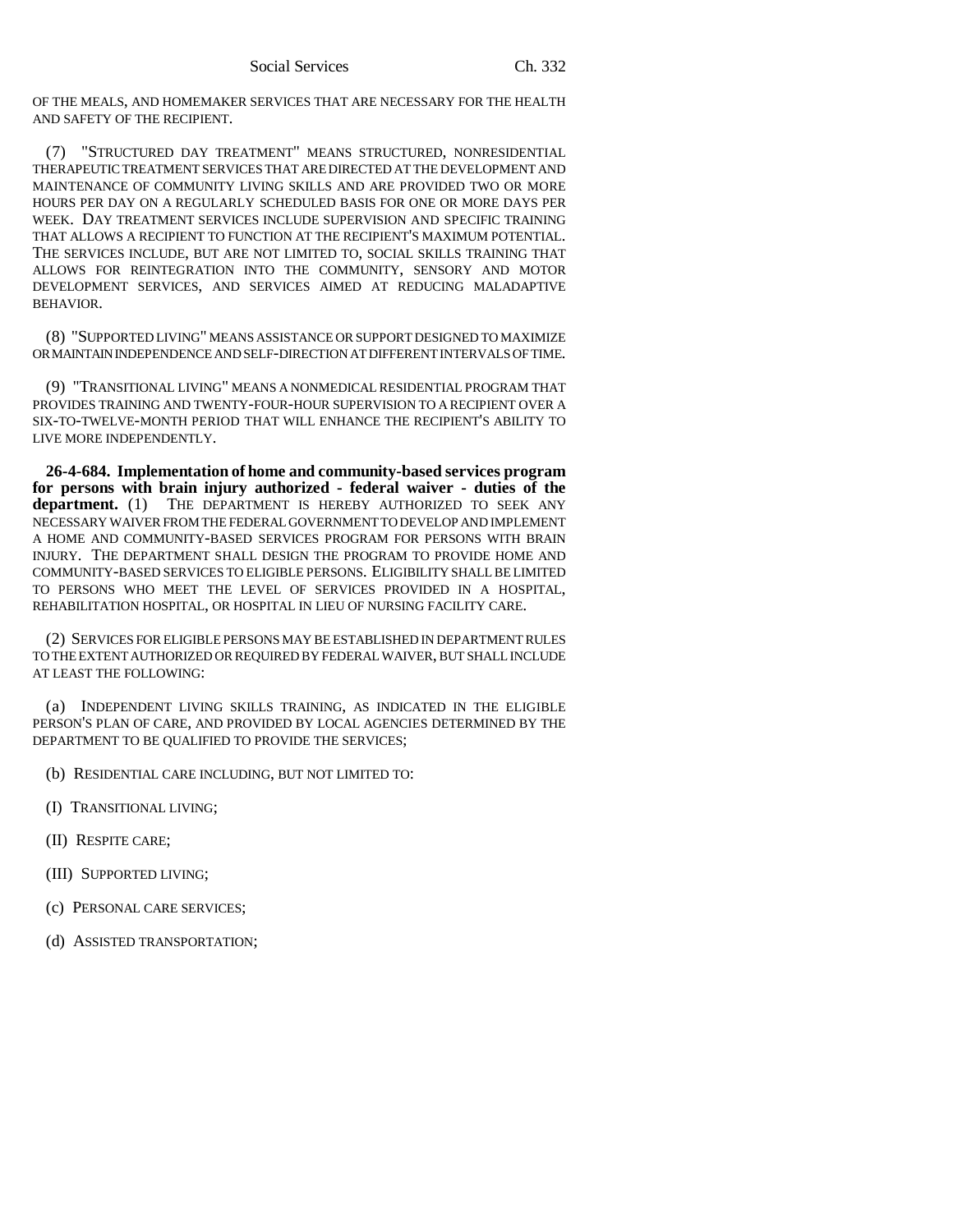OF THE MEALS, AND HOMEMAKER SERVICES THAT ARE NECESSARY FOR THE HEALTH AND SAFETY OF THE RECIPIENT.

(7) "STRUCTURED DAY TREATMENT" MEANS STRUCTURED, NONRESIDENTIAL THERAPEUTIC TREATMENT SERVICES THAT ARE DIRECTED AT THE DEVELOPMENT AND MAINTENANCE OF COMMUNITY LIVING SKILLS AND ARE PROVIDED TWO OR MORE HOURS PER DAY ON A REGULARLY SCHEDULED BASIS FOR ONE OR MORE DAYS PER WEEK. DAY TREATMENT SERVICES INCLUDE SUPERVISION AND SPECIFIC TRAINING THAT ALLOWS A RECIPIENT TO FUNCTION AT THE RECIPIENT'S MAXIMUM POTENTIAL. THE SERVICES INCLUDE, BUT ARE NOT LIMITED TO, SOCIAL SKILLS TRAINING THAT ALLOWS FOR REINTEGRATION INTO THE COMMUNITY, SENSORY AND MOTOR DEVELOPMENT SERVICES, AND SERVICES AIMED AT REDUCING MALADAPTIVE BEHAVIOR.

(8) "SUPPORTED LIVING" MEANS ASSISTANCE OR SUPPORT DESIGNED TO MAXIMIZE OR MAINTAIN INDEPENDENCE AND SELF-DIRECTION AT DIFFERENT INTERVALS OF TIME.

(9) "TRANSITIONAL LIVING" MEANS A NONMEDICAL RESIDENTIAL PROGRAM THAT PROVIDES TRAINING AND TWENTY-FOUR-HOUR SUPERVISION TO A RECIPIENT OVER A SIX-TO-TWELVE-MONTH PERIOD THAT WILL ENHANCE THE RECIPIENT'S ABILITY TO LIVE MORE INDEPENDENTLY.

**26-4-684. Implementation of home and community-based services program for persons with brain injury authorized - federal waiver - duties of the department.** (1) THE DEPARTMENT IS HEREBY AUTHORIZED TO SEEK ANY NECESSARY WAIVER FROM THE FEDERAL GOVERNMENT TO DEVELOP AND IMPLEMENT A HOME AND COMMUNITY-BASED SERVICES PROGRAM FOR PERSONS WITH BRAIN INJURY. THE DEPARTMENT SHALL DESIGN THE PROGRAM TO PROVIDE HOME AND COMMUNITY-BASED SERVICES TO ELIGIBLE PERSONS. ELIGIBILITY SHALL BE LIMITED TO PERSONS WHO MEET THE LEVEL OF SERVICES PROVIDED IN A HOSPITAL, REHABILITATION HOSPITAL, OR HOSPITAL IN LIEU OF NURSING FACILITY CARE.

(2) SERVICES FOR ELIGIBLE PERSONS MAY BE ESTABLISHED IN DEPARTMENT RULES TO THE EXTENT AUTHORIZED OR REQUIRED BY FEDERAL WAIVER, BUT SHALL INCLUDE AT LEAST THE FOLLOWING:

(a) INDEPENDENT LIVING SKILLS TRAINING, AS INDICATED IN THE ELIGIBLE PERSON'S PLAN OF CARE, AND PROVIDED BY LOCAL AGENCIES DETERMINED BY THE DEPARTMENT TO BE QUALIFIED TO PROVIDE THE SERVICES;

(b) RESIDENTIAL CARE INCLUDING, BUT NOT LIMITED TO:

(I) TRANSITIONAL LIVING;

(II) RESPITE CARE;

(III) SUPPORTED LIVING;

(c) PERSONAL CARE SERVICES;

(d) ASSISTED TRANSPORTATION;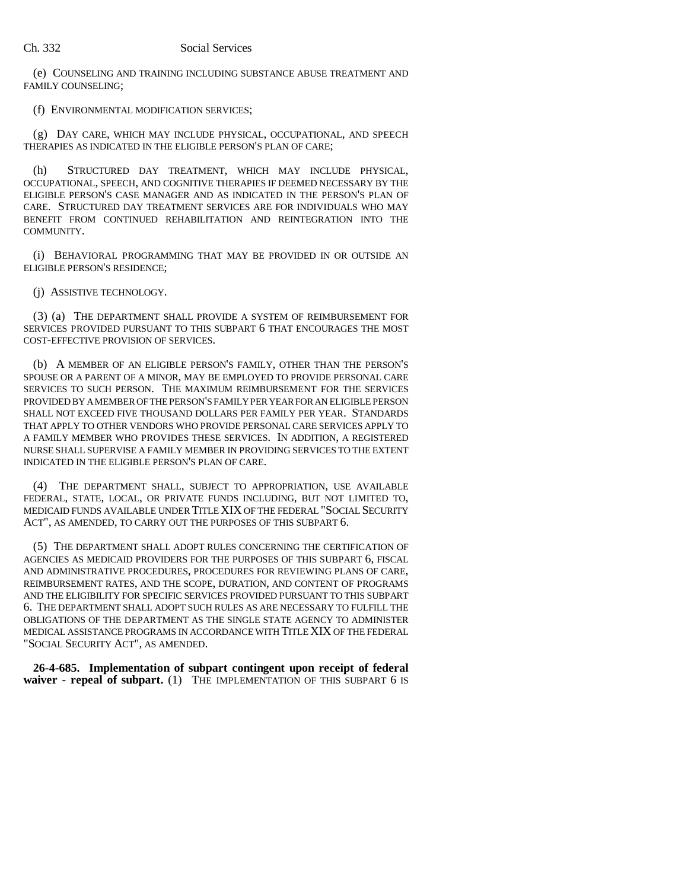(e) COUNSELING AND TRAINING INCLUDING SUBSTANCE ABUSE TREATMENT AND FAMILY COUNSELING;

(f) ENVIRONMENTAL MODIFICATION SERVICES;

(g) DAY CARE, WHICH MAY INCLUDE PHYSICAL, OCCUPATIONAL, AND SPEECH THERAPIES AS INDICATED IN THE ELIGIBLE PERSON'S PLAN OF CARE;

(h) STRUCTURED DAY TREATMENT, WHICH MAY INCLUDE PHYSICAL, OCCUPATIONAL, SPEECH, AND COGNITIVE THERAPIES IF DEEMED NECESSARY BY THE ELIGIBLE PERSON'S CASE MANAGER AND AS INDICATED IN THE PERSON'S PLAN OF CARE. STRUCTURED DAY TREATMENT SERVICES ARE FOR INDIVIDUALS WHO MAY BENEFIT FROM CONTINUED REHABILITATION AND REINTEGRATION INTO THE COMMUNITY.

(i) BEHAVIORAL PROGRAMMING THAT MAY BE PROVIDED IN OR OUTSIDE AN ELIGIBLE PERSON'S RESIDENCE;

(j) ASSISTIVE TECHNOLOGY.

(3) (a) THE DEPARTMENT SHALL PROVIDE A SYSTEM OF REIMBURSEMENT FOR SERVICES PROVIDED PURSUANT TO THIS SUBPART 6 THAT ENCOURAGES THE MOST COST-EFFECTIVE PROVISION OF SERVICES.

(b) A MEMBER OF AN ELIGIBLE PERSON'S FAMILY, OTHER THAN THE PERSON'S SPOUSE OR A PARENT OF A MINOR, MAY BE EMPLOYED TO PROVIDE PERSONAL CARE SERVICES TO SUCH PERSON. THE MAXIMUM REIMBURSEMENT FOR THE SERVICES PROVIDED BY A MEMBER OF THE PERSON'S FAMILY PER YEAR FOR AN ELIGIBLE PERSON SHALL NOT EXCEED FIVE THOUSAND DOLLARS PER FAMILY PER YEAR. STANDARDS THAT APPLY TO OTHER VENDORS WHO PROVIDE PERSONAL CARE SERVICES APPLY TO A FAMILY MEMBER WHO PROVIDES THESE SERVICES. IN ADDITION, A REGISTERED NURSE SHALL SUPERVISE A FAMILY MEMBER IN PROVIDING SERVICES TO THE EXTENT INDICATED IN THE ELIGIBLE PERSON'S PLAN OF CARE.

(4) THE DEPARTMENT SHALL, SUBJECT TO APPROPRIATION, USE AVAILABLE FEDERAL, STATE, LOCAL, OR PRIVATE FUNDS INCLUDING, BUT NOT LIMITED TO, MEDICAID FUNDS AVAILABLE UNDER TITLE XIX OF THE FEDERAL "SOCIAL SECURITY ACT", AS AMENDED, TO CARRY OUT THE PURPOSES OF THIS SUBPART 6.

(5) THE DEPARTMENT SHALL ADOPT RULES CONCERNING THE CERTIFICATION OF AGENCIES AS MEDICAID PROVIDERS FOR THE PURPOSES OF THIS SUBPART 6, FISCAL AND ADMINISTRATIVE PROCEDURES, PROCEDURES FOR REVIEWING PLANS OF CARE, REIMBURSEMENT RATES, AND THE SCOPE, DURATION, AND CONTENT OF PROGRAMS AND THE ELIGIBILITY FOR SPECIFIC SERVICES PROVIDED PURSUANT TO THIS SUBPART 6. THE DEPARTMENT SHALL ADOPT SUCH RULES AS ARE NECESSARY TO FULFILL THE OBLIGATIONS OF THE DEPARTMENT AS THE SINGLE STATE AGENCY TO ADMINISTER MEDICAL ASSISTANCE PROGRAMS IN ACCORDANCE WITH TITLE XIX OF THE FEDERAL "SOCIAL SECURITY ACT", AS AMENDED.

**26-4-685. Implementation of subpart contingent upon receipt of federal waiver - repeal of subpart.** (1) THE IMPLEMENTATION OF THIS SUBPART 6 IS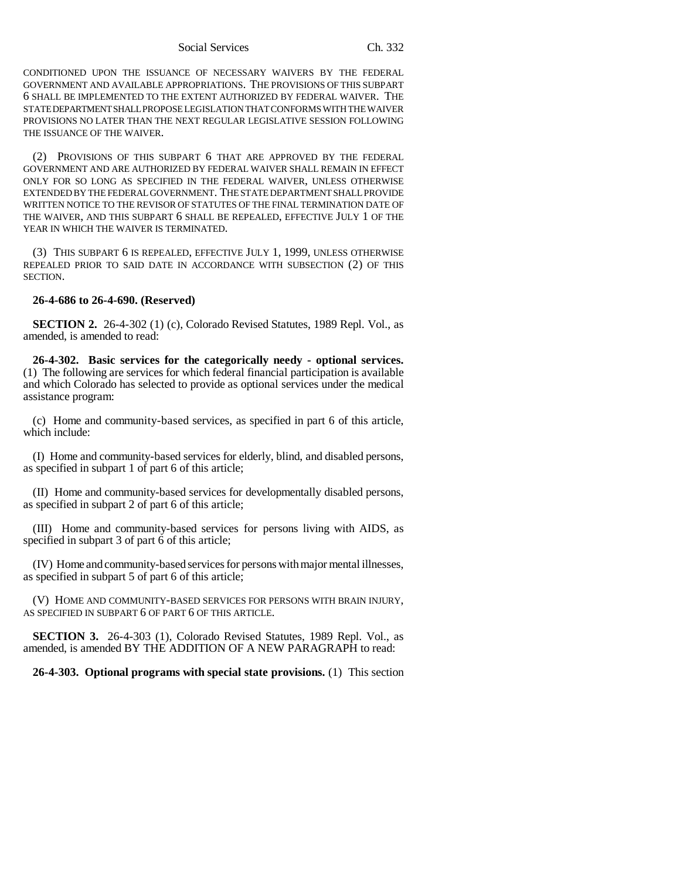CONDITIONED UPON THE ISSUANCE OF NECESSARY WAIVERS BY THE FEDERAL GOVERNMENT AND AVAILABLE APPROPRIATIONS. THE PROVISIONS OF THIS SUBPART 6 SHALL BE IMPLEMENTED TO THE EXTENT AUTHORIZED BY FEDERAL WAIVER. THE STATE DEPARTMENT SHALL PROPOSE LEGISLATION THAT CONFORMS WITH THE WAIVER PROVISIONS NO LATER THAN THE NEXT REGULAR LEGISLATIVE SESSION FOLLOWING THE ISSUANCE OF THE WAIVER.

(2) PROVISIONS OF THIS SUBPART 6 THAT ARE APPROVED BY THE FEDERAL GOVERNMENT AND ARE AUTHORIZED BY FEDERAL WAIVER SHALL REMAIN IN EFFECT ONLY FOR SO LONG AS SPECIFIED IN THE FEDERAL WAIVER, UNLESS OTHERWISE EXTENDED BY THE FEDERAL GOVERNMENT. THE STATE DEPARTMENT SHALL PROVIDE WRITTEN NOTICE TO THE REVISOR OF STATUTES OF THE FINAL TERMINATION DATE OF THE WAIVER, AND THIS SUBPART 6 SHALL BE REPEALED, EFFECTIVE JULY 1 OF THE YEAR IN WHICH THE WAIVER IS TERMINATED.

(3) THIS SUBPART 6 IS REPEALED, EFFECTIVE JULY 1, 1999, UNLESS OTHERWISE REPEALED PRIOR TO SAID DATE IN ACCORDANCE WITH SUBSECTION (2) OF THIS SECTION.

**26-4-686 to 26-4-690. (Reserved)**

**SECTION 2.** 26-4-302 (1) (c), Colorado Revised Statutes, 1989 Repl. Vol., as amended, is amended to read:

**26-4-302. Basic services for the categorically needy - optional services.** (1) The following are services for which federal financial participation is available and which Colorado has selected to provide as optional services under the medical assistance program:

(c) Home and community-based services, as specified in part 6 of this article, which include:

(I) Home and community-based services for elderly, blind, and disabled persons, as specified in subpart 1 of part 6 of this article;

(II) Home and community-based services for developmentally disabled persons, as specified in subpart 2 of part 6 of this article;

(III) Home and community-based services for persons living with AIDS, as specified in subpart 3 of part 6 of this article;

(IV) Home and community-based services for persons with major mental illnesses, as specified in subpart 5 of part 6 of this article;

(V) HOME AND COMMUNITY-BASED SERVICES FOR PERSONS WITH BRAIN INJURY, AS SPECIFIED IN SUBPART 6 OF PART 6 OF THIS ARTICLE.

**SECTION 3.** 26-4-303 (1), Colorado Revised Statutes, 1989 Repl. Vol., as amended, is amended BY THE ADDITION OF A NEW PARAGRAPH to read:

**26-4-303. Optional programs with special state provisions.** (1) This section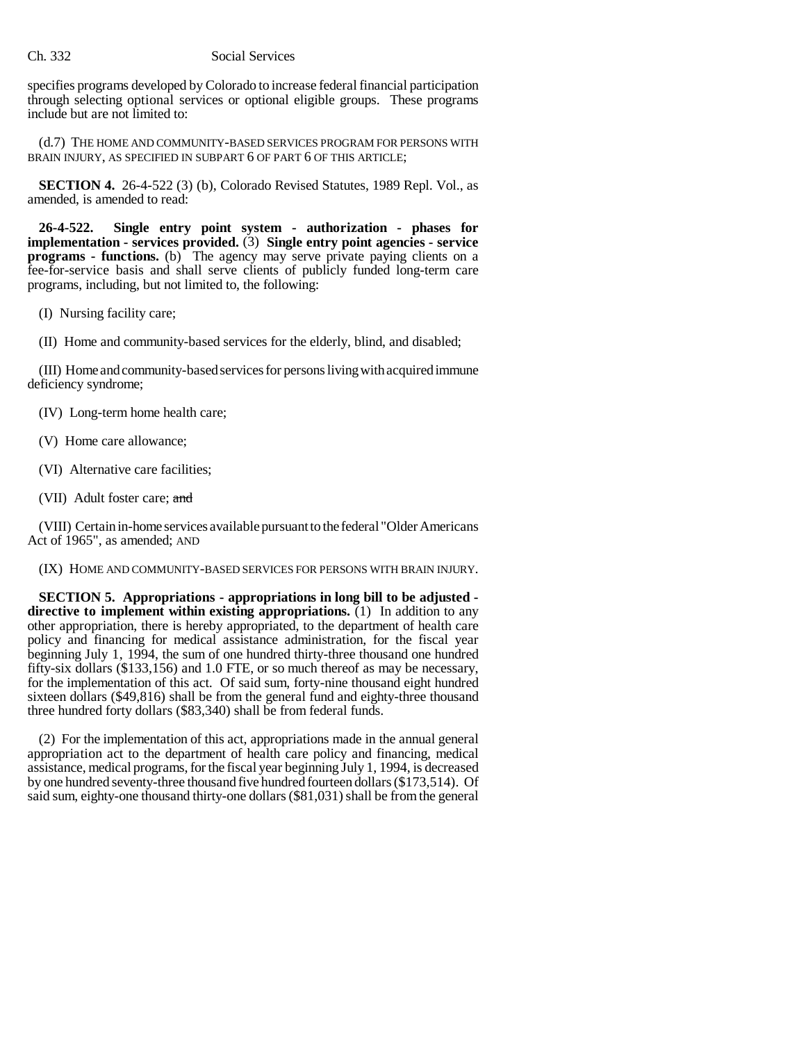specifies programs developed by Colorado to increase federal financial participation through selecting optional services or optional eligible groups. These programs include but are not limited to:

(d.7) THE HOME AND COMMUNITY-BASED SERVICES PROGRAM FOR PERSONS WITH BRAIN INJURY, AS SPECIFIED IN SUBPART 6 OF PART 6 OF THIS ARTICLE;

**SECTION 4.** 26-4-522 (3) (b), Colorado Revised Statutes, 1989 Repl. Vol., as amended, is amended to read:

**26-4-522. Single entry point system - authorization - phases for implementation - services provided.** (3) **Single entry point agencies - service programs - functions.** (b) The agency may serve private paying clients on a fee-for-service basis and shall serve clients of publicly funded long-term care programs, including, but not limited to, the following:

(I) Nursing facility care;

(II) Home and community-based services for the elderly, blind, and disabled;

(III) Home and community-based services for persons living with acquired immune deficiency syndrome;

(IV) Long-term home health care;

(V) Home care allowance;

(VI) Alternative care facilities;

(VII) Adult foster care; ~~and~~

(VIII) Certain in-home services available pursuant to the federal "Older Americans Act of 1965", as amended; AND

(IX) HOME AND COMMUNITY-BASED SERVICES FOR PERSONS WITH BRAIN INJURY.

**SECTION 5. Appropriations - appropriations in long bill to be adjusted - directive to implement within existing appropriations.** (1) In addition to any other appropriation, there is hereby appropriated, to the department of health care policy and financing for medical assistance administration, for the fiscal year beginning July 1, 1994, the sum of one hundred thirty-three thousand one hundred fifty-six dollars ($133,156) and 1.0 FTE, or so much thereof as may be necessary, for the implementation of this act. Of said sum, forty-nine thousand eight hundred sixteen dollars ($49,816) shall be from the general fund and eighty-three thousand three hundred forty dollars ($83,340) shall be from federal funds.

(2) For the implementation of this act, appropriations made in the annual general appropriation act to the department of health care policy and financing, medical assistance, medical programs, for the fiscal year beginning July 1, 1994, is decreased by one hundred seventy-three thousand five hundred fourteen dollars ($173,514). Of said sum, eighty-one thousand thirty-one dollars ($81,031) shall be from the general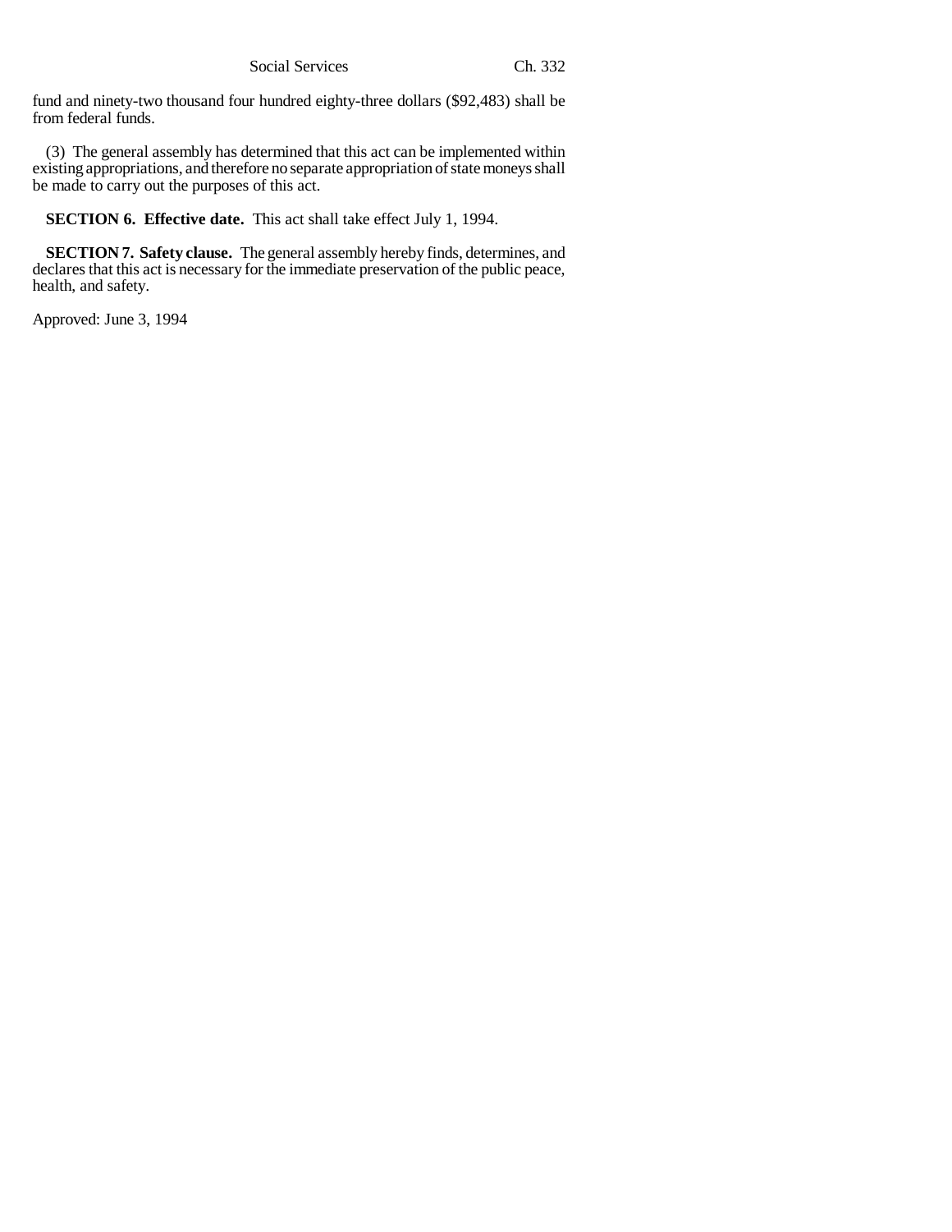fund and ninety-two thousand four hundred eighty-three dollars ($92,483) shall be from federal funds.

(3) The general assembly has determined that this act can be implemented within existing appropriations, and therefore no separate appropriation of state moneys shall be made to carry out the purposes of this act.

**SECTION 6. Effective date.** This act shall take effect July 1, 1994.

**SECTION 7. Safety clause.** The general assembly hereby finds, determines, and declares that this act is necessary for the immediate preservation of the public peace, health, and safety.

Approved: June 3, 1994